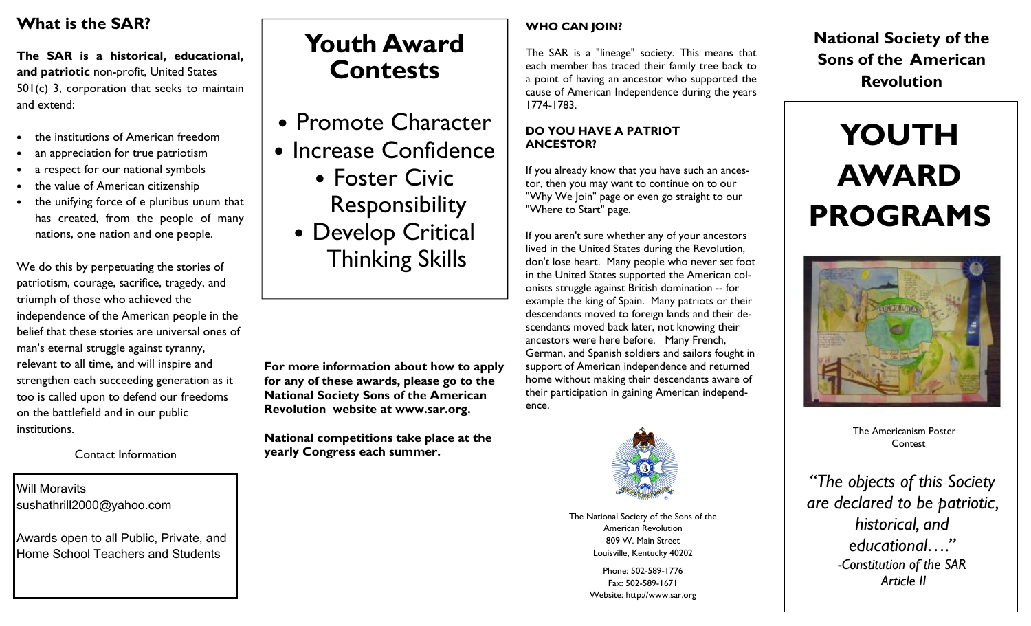## What is the SAR?

**The SAR is a historical, educational, and patriotic** non-profit, United States 501(c) 3, corporation that seeks to maintain and extend:

- the institutions of American freedom
- an appreciation for true patriotism
- a respect for our national symbols
- the value of American citizenship
- the unifying force of e pluribus unum that has created, from the people of many nations, one nation and one people.

We do this by perpetuating the stories of patriotism, courage, sacrifice, tragedy, and triumph of those who achieved the independence of the American people in the belief that these stories are universal ones of man's eternal struggle against tyranny, relevant to all time, and will inspire and strengthen each succeeding generation as it too is called upon to defend our freedoms on the battlefield and in our public institutions.

Contact Information

Will Moravits
sushathrill2000@yahoo.com

Awards open to all Public, Private, and Home School Teachers and Students

# Youth Award Contests

- Promote Character
- Increase Confidence
- Foster Civic Responsibility
- Develop Critical Thinking Skills

**For more information about how to apply for any of these awards, please go to the National Society Sons of the American Revolution website at www.sar.org.**

**National competitions take place at the yearly Congress each summer.**

### WHO CAN JOIN?

The SAR is a "lineage" society. This means that each member has traced their family tree back to a point of having an ancestor who supported the cause of American Independence during the years 1774-1783.

### DO YOU HAVE A PATRIOT ANCESTOR?

If you already know that you have such an ancestor, then you may want to continue on to our "Why We Join" page or even go straight to our "Where to Start" page.

If you aren't sure whether any of your ancestors lived in the United States during the Revolution, don't lose heart. Many people who never set foot in the United States supported the American colonists struggle against British domination -- for example the king of Spain. Many patriots or their descendants moved to foreign lands and their descendants moved back later, not knowing their ancestors were here before. Many French, German, and Spanish soldiers and sailors fought in support of American independence and returned home without making their descendants aware of their participation in gaining American independence.

The National Society of the Sons of the American Revolution
809 W. Main Street
Louisville, Kentucky 40202

Phone: 502-589-1776
Fax: 502-589-1671
Website: http://www.sar.org

## National Society of the Sons of the American Revolution

# YOUTH AWARD PROGRAMS

The Americanism Poster Contest

*"The objects of this Society are declared to be patriotic, historical, and educational…."*
*-Constitution of the SAR Article II*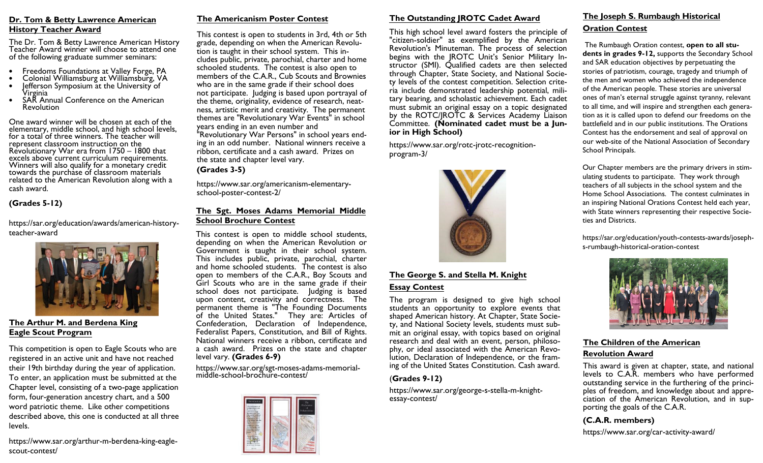## Dr. Tom & Betty Lawrence American History Teacher Award

The Dr. Tom & Betty Lawrence American History Teacher Award winner will choose to attend one of the following graduate summer seminars:

- Freedoms Foundations at Valley Forge, PA
- Colonial Williamsburg at Williamsburg, VA
- Jefferson Symposium at the University of Virginia
- SAR Annual Conference on the American Revolution

One award winner will be chosen at each of the elementary, middle school, and high school levels, for a total of three winners. The teacher will represent classroom instruction on the Revolutionary War era from 1750 – 1800 that excels above current curriculum requirements. Winners will also qualify for a monetary credit towards the purchase of classroom materials related to the American Revolution along with a cash award.

**(Grades 5-12)**

https://sar.org/education/awards/american-history-teacher-award

## The Arthur M. and Berdena King Eagle Scout Program

This competition is open to Eagle Scouts who are registered in an active unit and have not reached their 19th birthday during the year of application. To enter, an application must be submitted at the Chapter level, consisting of a two-page application form, four-generation ancestry chart, and a 500 word patriotic theme. Like other competitions described above, this one is conducted at all three levels.

https://www.sar.org/arthur-m-berdena-king-eagle-scout-contest/

## The Americanism Poster Contest

This contest is open to students in 3rd, 4th or 5th grade, depending on when the American Revolution is taught in their school system. This includes public, private, parochial, charter and home schooled students. The contest is also open to members of the C.A.R., Cub Scouts and Brownies who are in the same grade if their school does not participate. Judging is based upon portrayal of the theme, originality, evidence of research, neatness, artistic merit and creativity. The permanent themes are "Revolutionary War Events" in school years ending in an even number and "Revolutionary War Persons" in school years ending in an odd number. National winners receive a ribbon, certificate and a cash award. Prizes on the state and chapter level vary.

**(Grades 3-5)**

https://www.sar.org/americanism-elementary-school-poster-contest-2/

## The Sgt. Moses Adams Memorial Middle School Brochure Contest

This contest is open to middle school students, depending on when the American Revolution or Government is taught in their school system. This includes public, private, parochial, charter and home schooled students. The contest is also open to members of the C.A.R., Boy Scouts and Girl Scouts who are in the same grade if their school does not participate. Judging is based upon content, creativity and correctness. The permanent theme is "The Founding Documents of the United States." They are: Articles of Confederation, Declaration of Independence, Federalist Papers, Constitution, and Bill of Rights. National winners receive a ribbon, certificate and a cash award. Prizes on the state and chapter level vary. **(Grades 6-9)**

https://www.sar.org/sgt-moses-adams-memorial-middle-school-brochure-contest/

## The Outstanding JROTC Cadet Award

This high school level award fosters the principle of "citizen-soldier" as exemplified by the American Revolution's Minuteman. The process of selection begins with the JROTC Unit's Senior Military Instructor (SMI). Qualified cadets are then selected through Chapter, State Society, and National Society levels of the contest competition. Selection criteria include demonstrated leadership potential, military bearing, and scholastic achievement. Each cadet must submit an original essay on a topic designated by the ROTC/JROTC & Services Academy Liaison Committee. **(Nominated cadet must be a Junior in High School)**

https://www.sar.org/rotc-jrotc-recognition-program-3/

## The George S. and Stella M. Knight Essay Contest

The program is designed to give high school students an opportunity to explore events that shaped American history. At Chapter, State Society, and National Society levels, students must submit an original essay, with topics based on original research and deal with an event, person, philosophy, or ideal associated with the American Revolution, Declaration of Independence, or the framing of the United States Constitution. Cash award.

**(Grades 9-12)**

https://www.sar.org/george-s-stella-m-knight-essay-contest/

## The Joseph S. Rumbaugh Historical Oration Contest

The Rumbaugh Oration contest, **open to all students in grades 9-12,** supports the Secondary School and SAR education objectives by perpetuating the stories of patriotism, courage, tragedy and triumph of the men and women who achieved the independence of the American people. These stories are universal ones of man's eternal struggle against tyranny, relevant to all time, and will inspire and strengthen each generation as it is called upon to defend our freedoms on the battlefield and in our public institutions. The Orations Contest has the endorsement and seal of approval on our web-site of the National Association of Secondary School Principals.

Our Chapter members are the primary drivers in stimulating students to participate. They work through teachers of all subjects in the school system and the Home School Associations. The contest culminates in an inspiring National Orations Contest held each year, with State winners representing their respective Societies and Districts.

https://sar.org/education/youth-contests-awards/joseph-s-rumbaugh-historical-oration-contest

## The Children of the American Revolution Award

This award is given at chapter, state, and national levels to C.A.R. members who have performed outstanding service in the furthering of the principles of freedom, and knowledge about and appreciation of the American Revolution, and in supporting the goals of the C.A.R.

**(C.A.R. members)**

https://www.sar.org/car-activity-award/